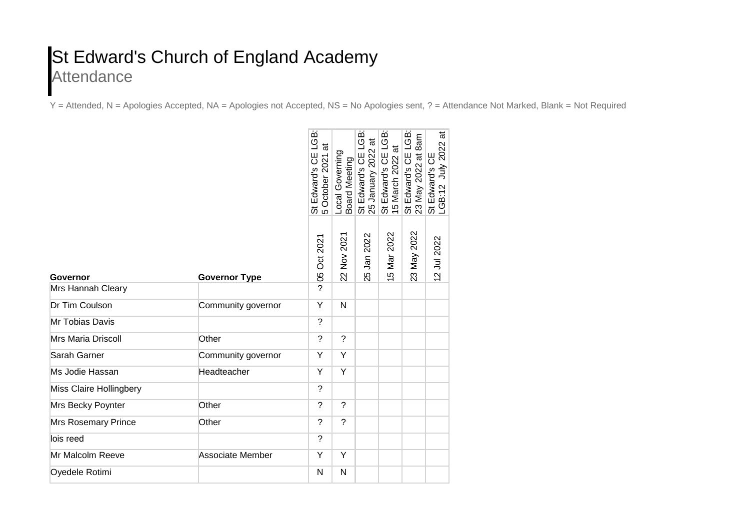# St Edward's Church of England Academy

## Attendance

Y = Attended, N = Apologies Accepted, NA = Apologies not Accepted, NS = No Apologies sent, ? = Attendance Not Marked, Blank = Not Required

| | | St Edward's CE LGB: 5 October 2021 at | Local Governing Board Meeting | St Edward's CE LGB: 25 January 2022 at | St Edward's CE LGB: 15 March 2022 at | St Edward's CE LGB: 23 May 2022 at 8am | St Edward's CE LGB:12 July 2022 at |
|---|---|---|---|---|---|---|---|
| **Governor** | **Governor Type** | 05 Oct 2021 | 22 Nov 2021 | 25 Jan 2022 | 15 Mar 2022 | 23 May 2022 | 12 Jul 2022 |
| Mrs Hannah Cleary | | ? | | | | | |
| Dr Tim Coulson | Community governor | Y | N | | | | |
| Mr Tobias Davis | | ? | | | | | |
| Mrs Maria Driscoll | Other | ? | ? | | | | |
| Sarah Garner | Community governor | Y | Y | | | | |
| Ms Jodie Hassan | Headteacher | Y | Y | | | | |
| Miss Claire Hollingbery | | ? | | | | | |
| Mrs Becky Poynter | Other | ? | ? | | | | |
| Mrs Rosemary Prince | Other | ? | ? | | | | |
| lois reed | | ? | | | | | |
| Mr Malcolm Reeve | Associate Member | Y | Y | | | | |
| Oyedele Rotimi | | N | N | | | | |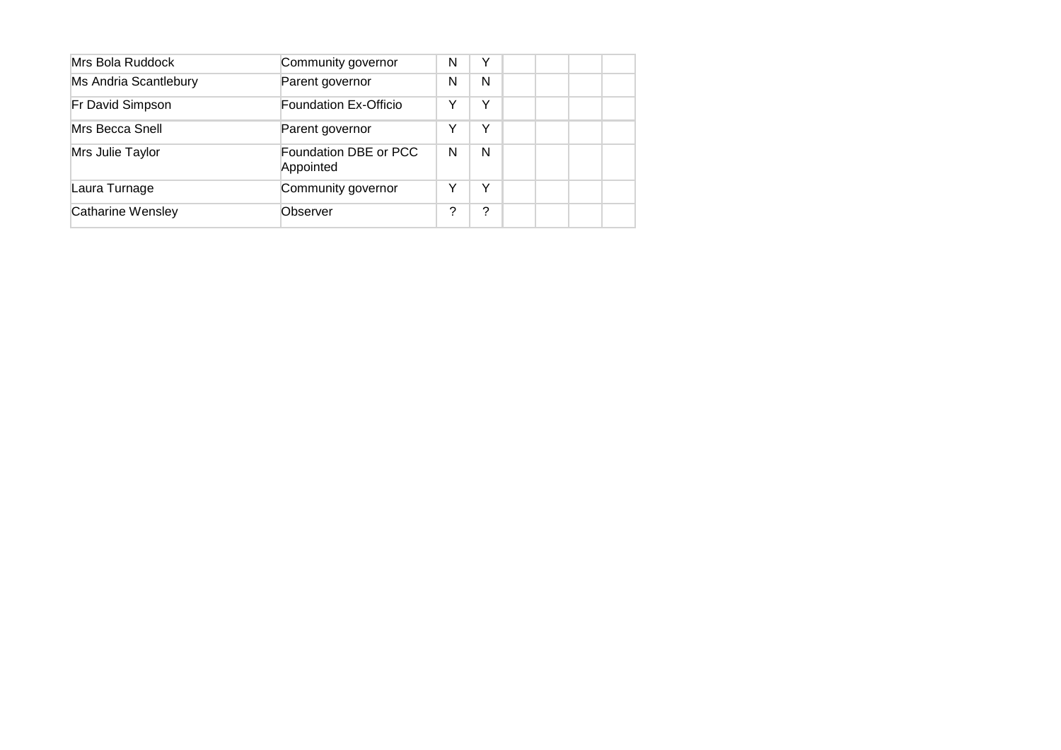| | | | | | | | |
|---|---|---|---|---|---|---|---|
| Mrs Bola Ruddock | Community governor | N | Y | | | | |
| Ms Andria Scantlebury | Parent governor | N | N | | | | |
| Fr David Simpson | Foundation Ex-Officio | Y | Y | | | | |
| Mrs Becca Snell | Parent governor | Y | Y | | | | |
| Mrs Julie Taylor | Foundation DBE or PCC Appointed | N | N | | | | |
| Laura Turnage | Community governor | Y | Y | | | | |
| Catharine Wensley | Observer | ? | ? | | | | |